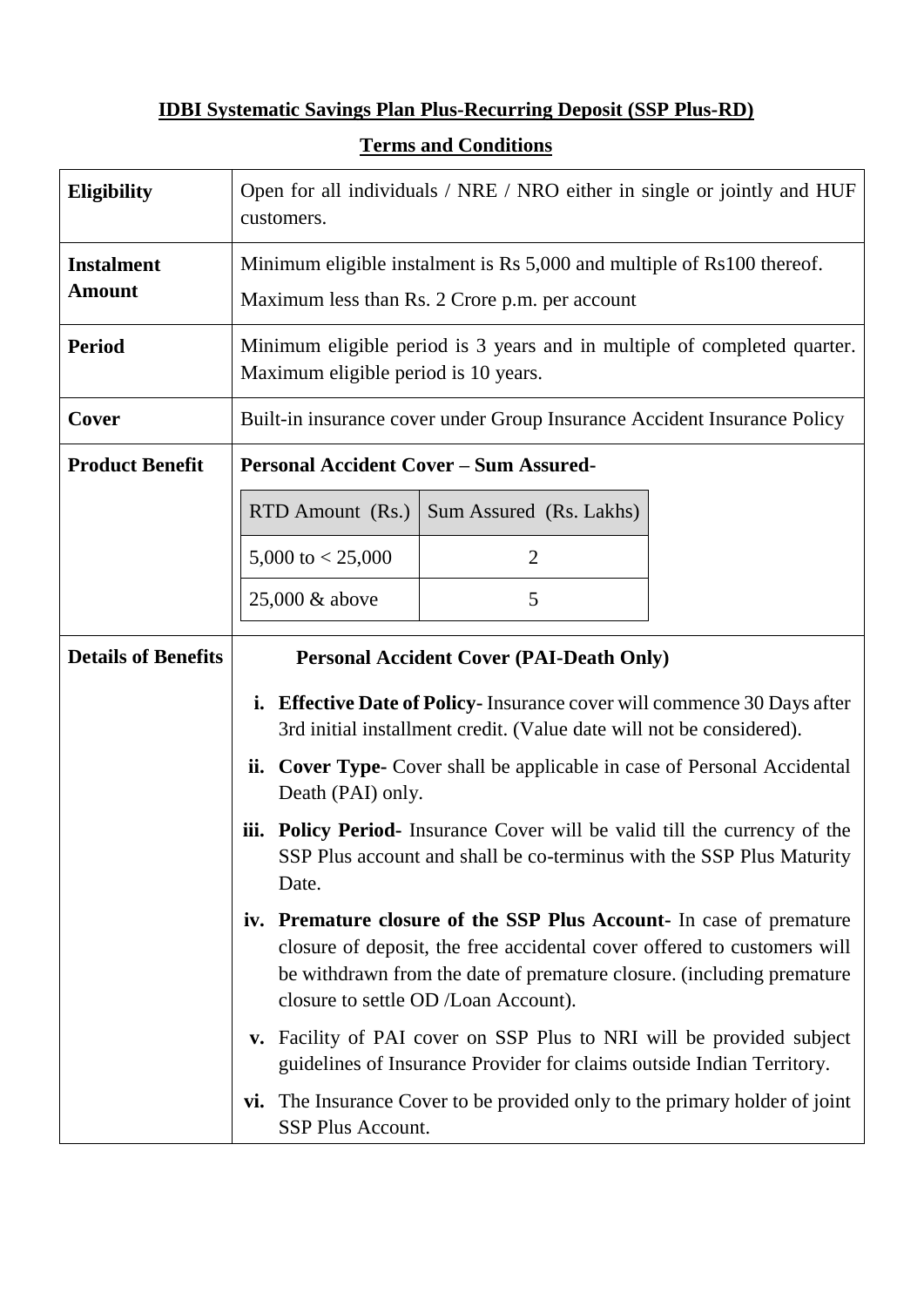## IDBI Systematic Savings Plan Plus-Recurring Deposit (SSP Plus-RD)

## Terms and Conditions

| | |
|---|---|
| **Eligibility** | Open for all individuals / NRE / NRO either in single or jointly and HUF customers. |
| **Instalment Amount** | Minimum eligible instalment is Rs 5,000 and multiple of Rs100 thereof.<br>Maximum less than Rs. 2 Crore p.m. per account |
| **Period** | Minimum eligible period is 3 years and in multiple of completed quarter. Maximum eligible period is 10 years. |
| **Cover** | Built-in insurance cover under Group Insurance Accident Insurance Policy |
| **Product Benefit** | **Personal Accident Cover – Sum Assured-**<br><br>RTD Amount (Rs.) — Sum Assured (Rs. Lakhs)<br>5,000 to < 25,000 — 2<br>25,000 & above — 5 |
| **Details of Benefits** | **Personal Accident Cover (PAI-Death Only)**<br><br>**i. Effective Date of Policy-** Insurance cover will commence 30 Days after 3rd initial installment credit. (Value date will not be considered).<br><br>**ii. Cover Type-** Cover shall be applicable in case of Personal Accidental Death (PAI) only.<br><br>**iii. Policy Period-** Insurance Cover will be valid till the currency of the SSP Plus account and shall be co-terminus with the SSP Plus Maturity Date.<br><br>**iv. Premature closure of the SSP Plus Account-** In case of premature closure of deposit, the free accidental cover offered to customers will be withdrawn from the date of premature closure. (including premature closure to settle OD /Loan Account).<br><br>**v.** Facility of PAI cover on SSP Plus to NRI will be provided subject guidelines of Insurance Provider for claims outside Indian Territory.<br><br>**vi.** The Insurance Cover to be provided only to the primary holder of joint SSP Plus Account. |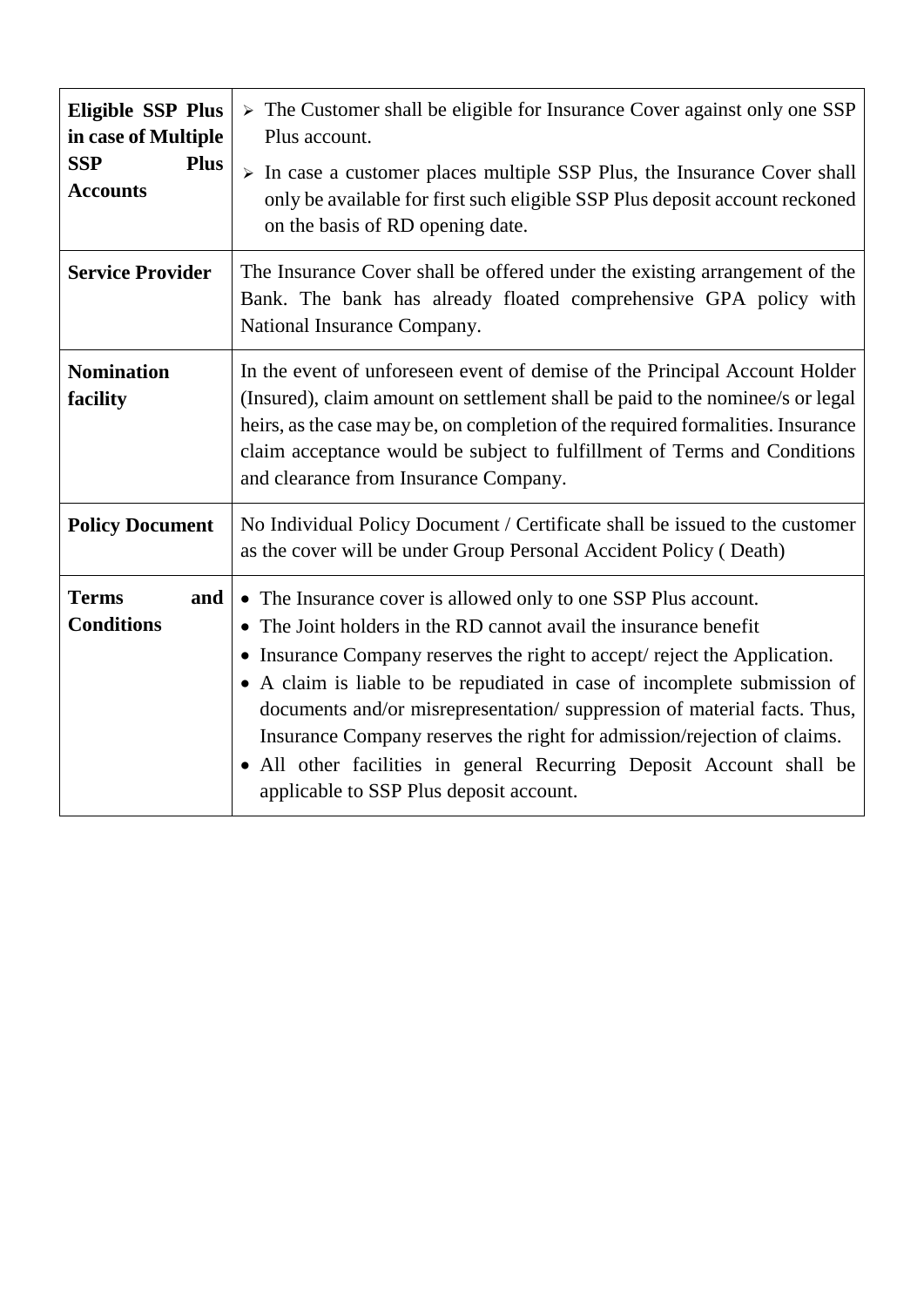| | |
|---|---|
| **Eligible SSP Plus in case of Multiple SSP Plus Accounts** | ➢ The Customer shall be eligible for Insurance Cover against only one SSP Plus account.<br>➢ In case a customer places multiple SSP Plus, the Insurance Cover shall only be available for first such eligible SSP Plus deposit account reckoned on the basis of RD opening date. |
| **Service Provider** | The Insurance Cover shall be offered under the existing arrangement of the Bank. The bank has already floated comprehensive GPA policy with National Insurance Company. |
| **Nomination facility** | In the event of unforeseen event of demise of the Principal Account Holder (Insured), claim amount on settlement shall be paid to the nominee/s or legal heirs, as the case may be, on completion of the required formalities. Insurance claim acceptance would be subject to fulfillment of Terms and Conditions and clearance from Insurance Company. |
| **Policy Document** | No Individual Policy Document / Certificate shall be issued to the customer as the cover will be under Group Personal Accident Policy ( Death) |
| **Terms and Conditions** | • The Insurance cover is allowed only to one SSP Plus account.<br>• The Joint holders in the RD cannot avail the insurance benefit<br>• Insurance Company reserves the right to accept/ reject the Application.<br>• A claim is liable to be repudiated in case of incomplete submission of documents and/or misrepresentation/ suppression of material facts. Thus, Insurance Company reserves the right for admission/rejection of claims.<br>• All other facilities in general Recurring Deposit Account shall be applicable to SSP Plus deposit account. |